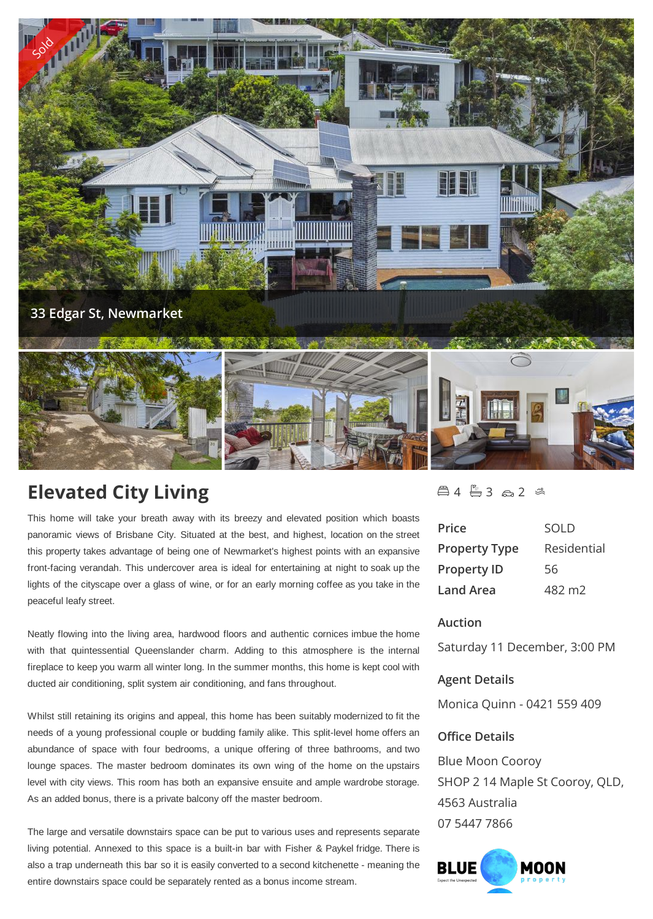Sold

33 Edgar St, Newmarket

# Elevated City Living

4 3 2

This home will take your breath away with its breezy and elevated position which boasts panoramic views of Brisbane City. Situated at the best, and highest, location on the street this property takes advantage of being one of Newmarket's highest points with an expansive front-facing verandah. This undercover area is ideal for entertaining at night to soak up the lights of the cityscape over a glass of wine, or for an early morning coffee as you take in the peaceful leafy street.

Neatly flowing into the living area, hardwood floors and authentic cornices imbue the home with that quintessential Queenslander charm. Adding to this atmosphere is the internal fireplace to keep you warm all winter long. In the summer months, this home is kept cool with ducted air conditioning, split system air conditioning, and fans throughout.

Whilst still retaining its origins and appeal, this home has been suitably modernized to fit the needs of a young professional couple or budding family alike. This split-level home offers an abundance of space with four bedrooms, a unique offering of three bathrooms, and two lounge spaces. The master bedroom dominates its own wing of the home on the upstairs level with city views. This room has both an expansive ensuite and ample wardrobe storage. As an added bonus, there is a private balcony off the master bedroom.

The large and versatile downstairs space can be put to various uses and represents separate living potential. Annexed to this space is a built-in bar with Fisher & Paykel fridge. There is also a trap underneath this bar so it is easily converted to a second kitchenette - meaning the entire downstairs space could be separately rented as a bonus income stream.

| | |
|---|---|
| Price | SOLD |
| Property Type | Residential |
| Property ID | 56 |
| Land Area | 482 m2 |

### Auction

Saturday 11 December, 3:00 PM

### Agent Details

Monica Quinn - 0421 559 409

### Office Details

Blue Moon Cooroy
SHOP 2 14 Maple St Cooroy, QLD, 4563 Australia
07 5447 7866

BLUE MOON property
Expect the Unexpected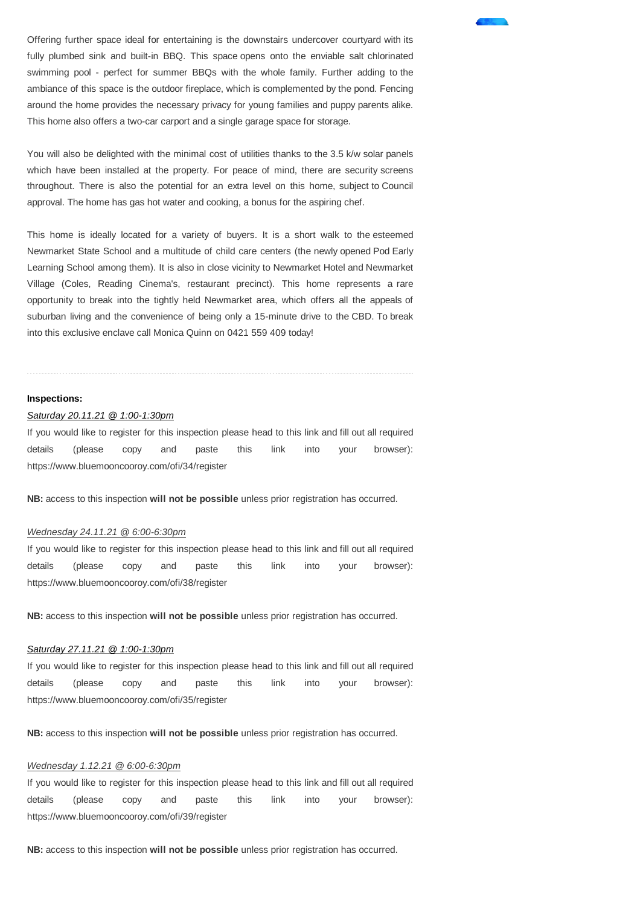Offering further space ideal for entertaining is the downstairs undercover courtyard with its fully plumbed sink and built-in BBQ. This space opens onto the enviable salt chlorinated swimming pool - perfect for summer BBQs with the whole family. Further adding to the ambiance of this space is the outdoor fireplace, which is complemented by the pond. Fencing around the home provides the necessary privacy for young families and puppy parents alike. This home also offers a two-car carport and a single garage space for storage.

You will also be delighted with the minimal cost of utilities thanks to the 3.5 k/w solar panels which have been installed at the property. For peace of mind, there are security screens throughout. There is also the potential for an extra level on this home, subject to Council approval. The home has gas hot water and cooking, a bonus for the aspiring chef.

This home is ideally located for a variety of buyers. It is a short walk to the esteemed Newmarket State School and a multitude of child care centers (the newly opened Pod Early Learning School among them). It is also in close vicinity to Newmarket Hotel and Newmarket Village (Coles, Reading Cinema's, restaurant precinct). This home represents a rare opportunity to break into the tightly held Newmarket area, which offers all the appeals of suburban living and the convenience of being only a 15-minute drive to the CBD. To break into this exclusive enclave call Monica Quinn on 0421 559 409 today!

---

**Inspections:**

*Saturday 20.11.21 @ 1:00-1:30pm*

If you would like to register for this inspection please head to this link and fill out all required details (please copy and paste this link into your browser): https://www.bluemooncooroy.com/ofi/34/register

**NB:** access to this inspection **will not be possible** unless prior registration has occurred.

*Wednesday 24.11.21 @ 6:00-6:30pm*

If you would like to register for this inspection please head to this link and fill out all required details (please copy and paste this link into your browser): https://www.bluemooncooroy.com/ofi/38/register

**NB:** access to this inspection **will not be possible** unless prior registration has occurred.

*Saturday 27.11.21 @ 1:00-1:30pm*

If you would like to register for this inspection please head to this link and fill out all required details (please copy and paste this link into your browser): https://www.bluemooncooroy.com/ofi/35/register

**NB:** access to this inspection **will not be possible** unless prior registration has occurred.

*Wednesday 1.12.21 @ 6:00-6:30pm*

If you would like to register for this inspection please head to this link and fill out all required details (please copy and paste this link into your browser): https://www.bluemooncooroy.com/ofi/39/register

**NB:** access to this inspection **will not be possible** unless prior registration has occurred.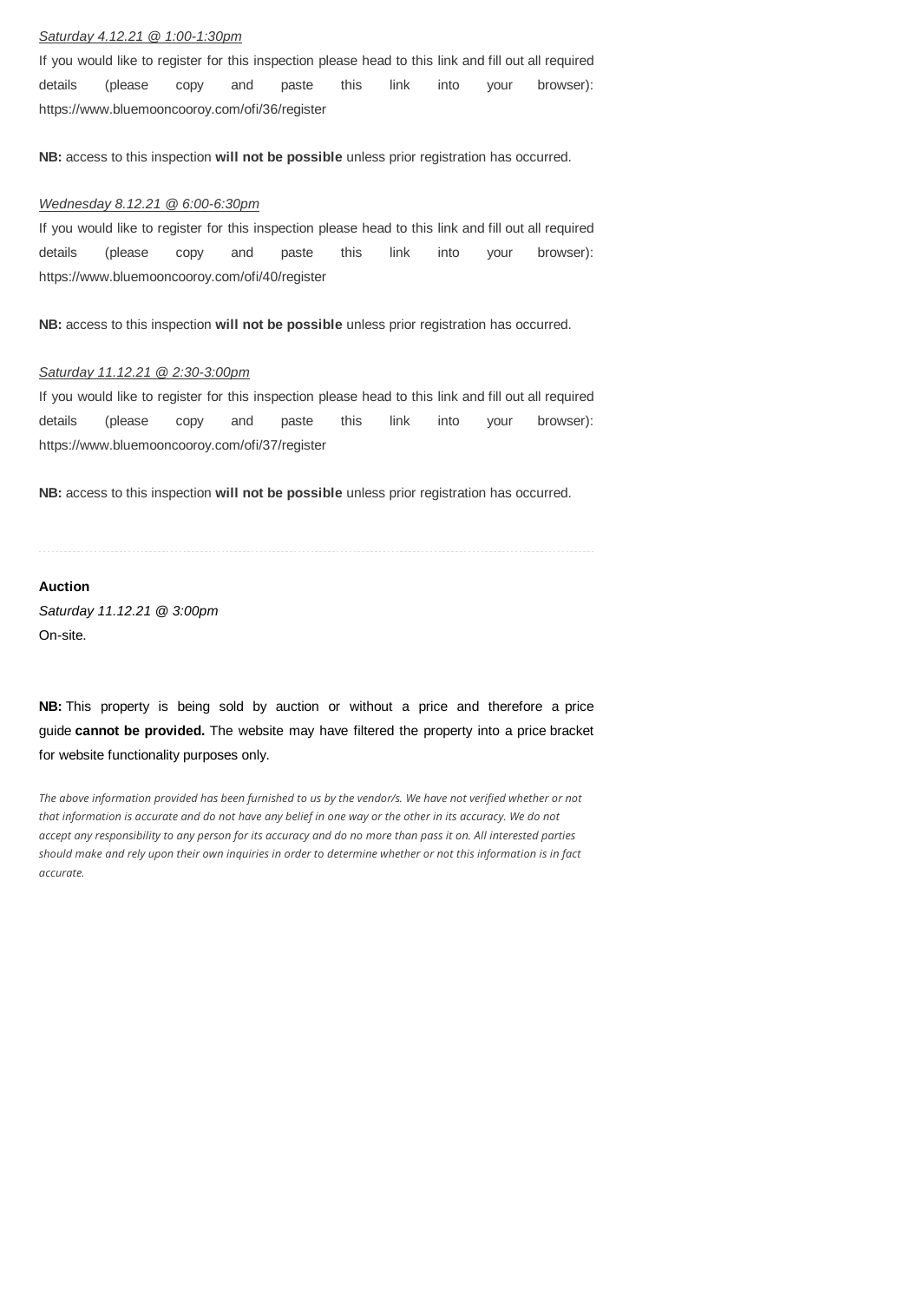*Saturday 4.12.21 @ 1:00-1:30pm*

If you would like to register for this inspection please head to this link and fill out all required details (please copy and paste this link into your browser): https://www.bluemooncooroy.com/ofi/36/register

**NB:** access to this inspection **will not be possible** unless prior registration has occurred.

*Wednesday 8.12.21 @ 6:00-6:30pm*

If you would like to register for this inspection please head to this link and fill out all required details (please copy and paste this link into your browser): https://www.bluemooncooroy.com/ofi/40/register

**NB:** access to this inspection **will not be possible** unless prior registration has occurred.

*Saturday 11.12.21 @ 2:30-3:00pm*

If you would like to register for this inspection please head to this link and fill out all required details (please copy and paste this link into your browser): https://www.bluemooncooroy.com/ofi/37/register

**NB:** access to this inspection **will not be possible** unless prior registration has occurred.

---

**Auction**

*Saturday 11.12.21 @ 3:00pm*

On-site.

**NB:** This property is being sold by auction or without a price and therefore a price guide **cannot be provided.** The website may have filtered the property into a price bracket for website functionality purposes only.

*The above information provided has been furnished to us by the vendor/s. We have not verified whether or not that information is accurate and do not have any belief in one way or the other in its accuracy. We do not accept any responsibility to any person for its accuracy and do no more than pass it on. All interested parties should make and rely upon their own inquiries in order to determine whether or not this information is in fact accurate.*